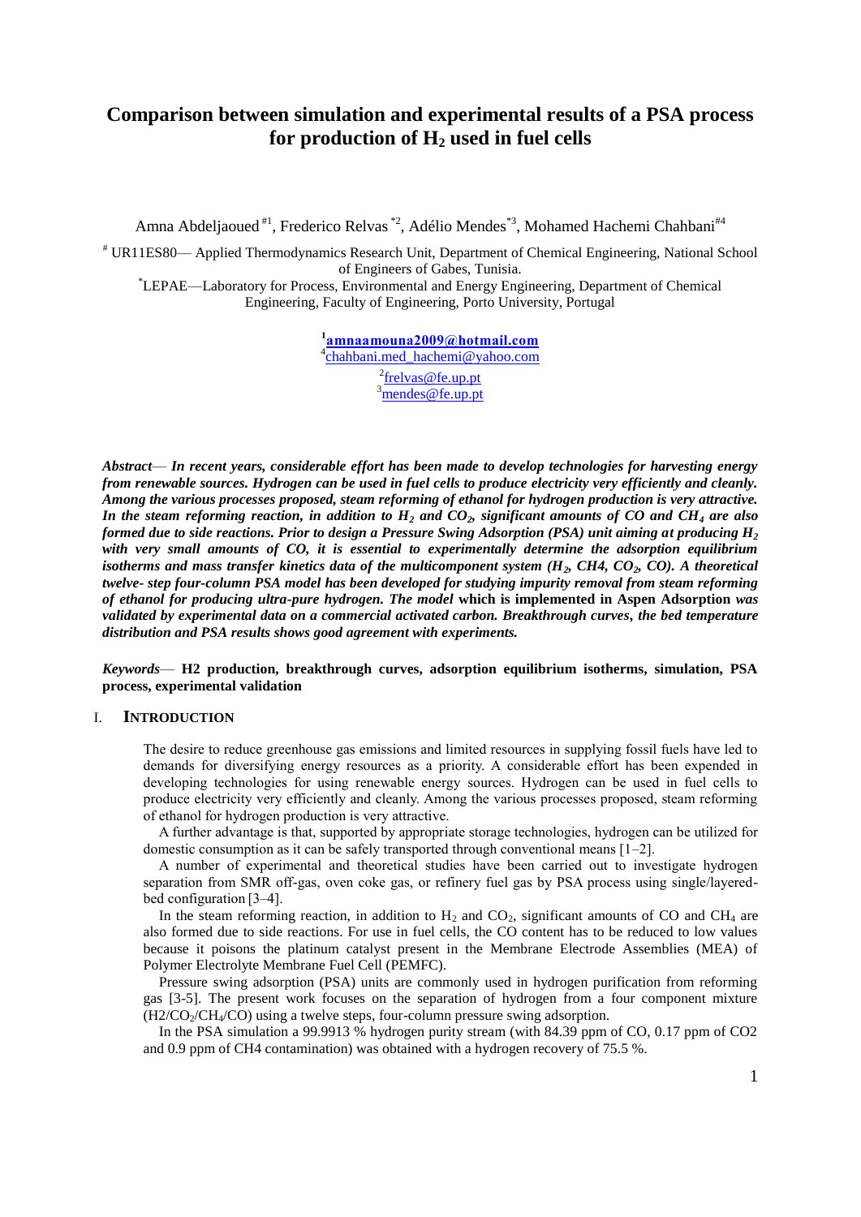# Comparison between simulation and experimental results of a PSA process for production of $H_2$ used in fuel cells

Amna Abdeljaoued [#1], Frederico Relvas [*2], Adélio Mendes[*3], Mohamed Hachemi Chahbani[#4]

[#] UR11ES80— Applied Thermodynamics Research Unit, Department of Chemical Engineering, National School of Engineers of Gabes, Tunisia.

[*]LEPAE—Laboratory for Process, Environmental and Energy Engineering, Department of Chemical Engineering, Faculty of Engineering, Porto University, Portugal

[1]**amnaamouna2009@hotmail.com**
[4]chahbani.med_hachemi@yahoo.com
[2]frelvas@fe.up.pt
[3]mendes@fe.up.pt

***Abstract*— In recent years, considerable effort has been made to develop technologies for harvesting energy from renewable sources. Hydrogen can be used in fuel cells to produce electricity very efficiently and cleanly. Among the various processes proposed, steam reforming of ethanol for hydrogen production is very attractive. In the steam reforming reaction, in addition to $H_2$ and $CO_2$, significant amounts of CO and $CH_4$ are formed due to side reactions. Prior to design a Pressure Swing Adsorption (PSA) unit aiming at producing $H_2$ with very small amounts of CO, it is essential to experimentally determine the adsorption equilibrium isotherms and mass transfer kinetics data of the multicomponent system ($H_2$, CH4, $CO_2$, CO). A theoretical twelve- step four-column PSA model has been developed for studying impurity removal from steam reforming of ethanol for producing ultra-pure hydrogen. The model** which is implemented in Aspen Adsorption ***was validated by experimental data on a commercial activated carbon. Breakthrough curves*, the bed temperature distribution and PSA results shows good agreement with experiments.**

***Keywords*— H2 production, breakthrough curves, adsorption equilibrium isotherms, simulation, PSA process, experimental validation**

## I. INTRODUCTION

The desire to reduce greenhouse gas emissions and limited resources in supplying fossil fuels have led to demands for diversifying energy resources as a priority. A considerable effort has been expended in developing technologies for using renewable energy sources. Hydrogen can be used in fuel cells to produce electricity very efficiently and cleanly. Among the various processes proposed, steam reforming of ethanol for hydrogen production is very attractive.

A further advantage is that, supported by appropriate storage technologies, hydrogen can be utilized for domestic consumption as it can be safely transported through conventional means [1–2].

A number of experimental and theoretical studies have been carried out to investigate hydrogen separation from SMR off-gas, oven coke gas, or refinery fuel gas by PSA process using single/layered-bed configuration [3–4].

In the steam reforming reaction, in addition to $H_2$ and $CO_2$, significant amounts of CO and $CH_4$ are also formed due to side reactions. For use in fuel cells, the CO content has to be reduced to low values because it poisons the platinum catalyst present in the Membrane Electrode Assemblies (MEA) of Polymer Electrolyte Membrane Fuel Cell (PEMFC).

Pressure swing adsorption (PSA) units are commonly used in hydrogen purification from reforming gas [3-5]. The present work focuses on the separation of hydrogen from a four component mixture ($H2/CO_2/CH_4/CO$) using a twelve steps, four-column pressure swing adsorption.

In the PSA simulation a 99.9913 % hydrogen purity stream (with 84.39 ppm of CO, 0.17 ppm of CO2 and 0.9 ppm of CH4 contamination) was obtained with a hydrogen recovery of 75.5 %.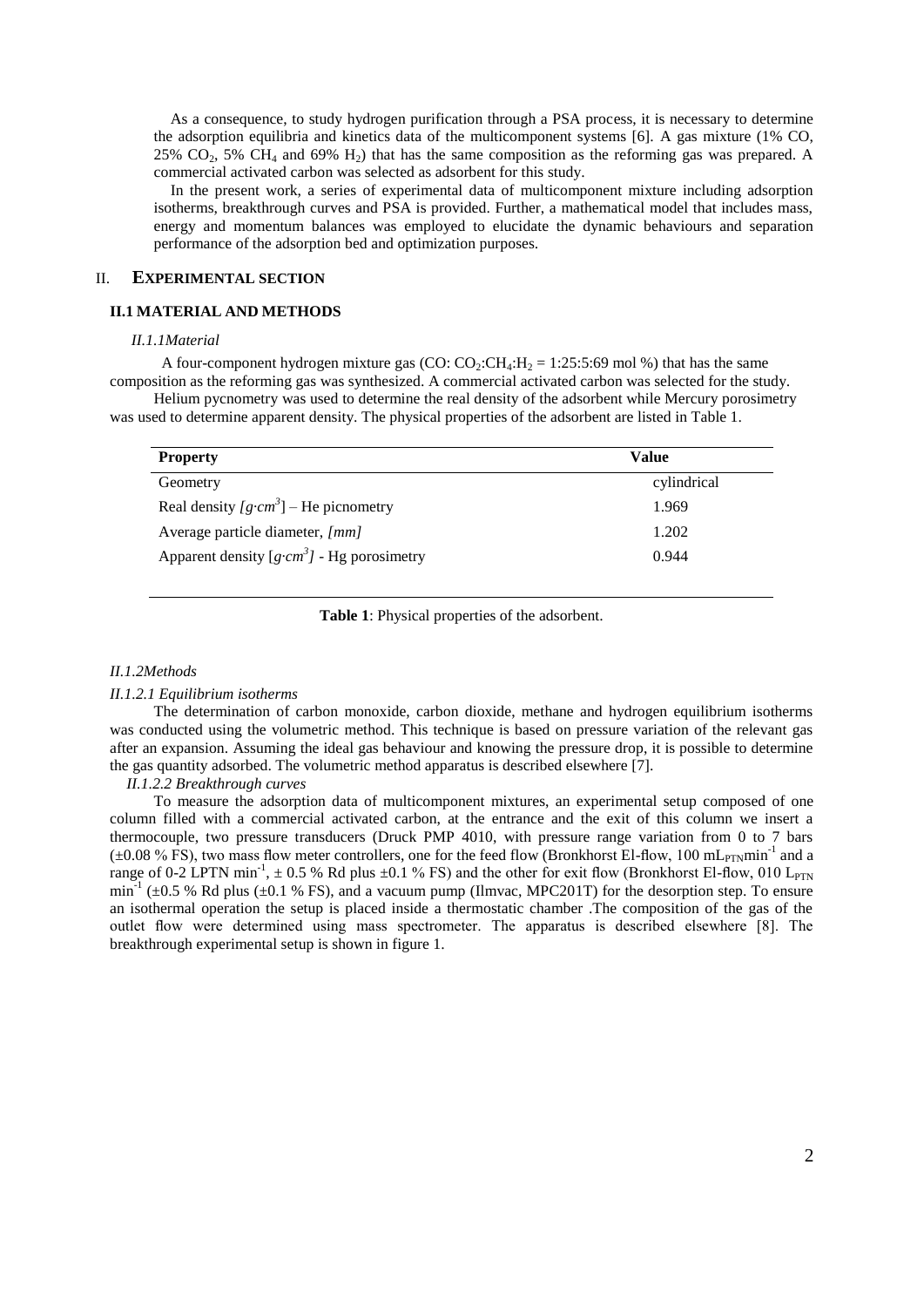As a consequence, to study hydrogen purification through a PSA process, it is necessary to determine the adsorption equilibria and kinetics data of the multicomponent systems [6]. A gas mixture (1% CO, 25% $CO_2$, 5% $CH_4$ and 69% $H_2$) that has the same composition as the reforming gas was prepared. A commercial activated carbon was selected as adsorbent for this study.

In the present work, a series of experimental data of multicomponent mixture including adsorption isotherms, breakthrough curves and PSA is provided. Further, a mathematical model that includes mass, energy and momentum balances was employed to elucidate the dynamic behaviours and separation performance of the adsorption bed and optimization purposes.

## II. EXPERIMENTAL SECTION

### II.1 MATERIAL AND METHODS

#### *II.1.1Material*

A four-component hydrogen mixture gas (CO: $CO_2$:$CH_4$:$H_2$ = 1:25:5:69 mol %) that has the same composition as the reforming gas was synthesized. A commercial activated carbon was selected for the study.

Helium pycnometry was used to determine the real density of the adsorbent while Mercury porosimetry was used to determine apparent density. The physical properties of the adsorbent are listed in Table 1.

| Property | Value |
|---|---|
| Geometry | cylindrical |
| Real density *[g·cm$^3$]* – He picnometry | 1.969 |
| Average particle diameter, *[mm]* | 1.202 |
| Apparent density *[g·cm$^3$]* - Hg porosimetry | 0.944 |

**Table 1**: Physical properties of the adsorbent.

#### *II.1.2Methods*

*II.1.2.1 Equilibrium isotherms*

The determination of carbon monoxide, carbon dioxide, methane and hydrogen equilibrium isotherms was conducted using the volumetric method. This technique is based on pressure variation of the relevant gas after an expansion. Assuming the ideal gas behaviour and knowing the pressure drop, it is possible to determine the gas quantity adsorbed. The volumetric method apparatus is described elsewhere [7].

*II.1.2.2 Breakthrough curves*

To measure the adsorption data of multicomponent mixtures, an experimental setup composed of one column filled with a commercial activated carbon, at the entrance and the exit of this column we insert a thermocouple, two pressure transducers (Druck PMP 4010, with pressure range variation from 0 to 7 bars (±0.08 % FS), two mass flow meter controllers, one for the feed flow (Bronkhorst El-flow, 100 $mL_{PTN}min^{-1}$ and a range of 0-2 LPTN $min^{-1}$, ± 0.5 % Rd plus ±0.1 % FS) and the other for exit flow (Bronkhorst El-flow, 010 $L_{PTN}$ $min^{-1}$ (±0.5 % Rd plus (±0.1 % FS), and a vacuum pump (Ilmvac, MPC201T) for the desorption step. To ensure an isothermal operation the setup is placed inside a thermostatic chamber .The composition of the gas of the outlet flow were determined using mass spectrometer. The apparatus is described elsewhere [8]. The breakthrough experimental setup is shown in figure 1.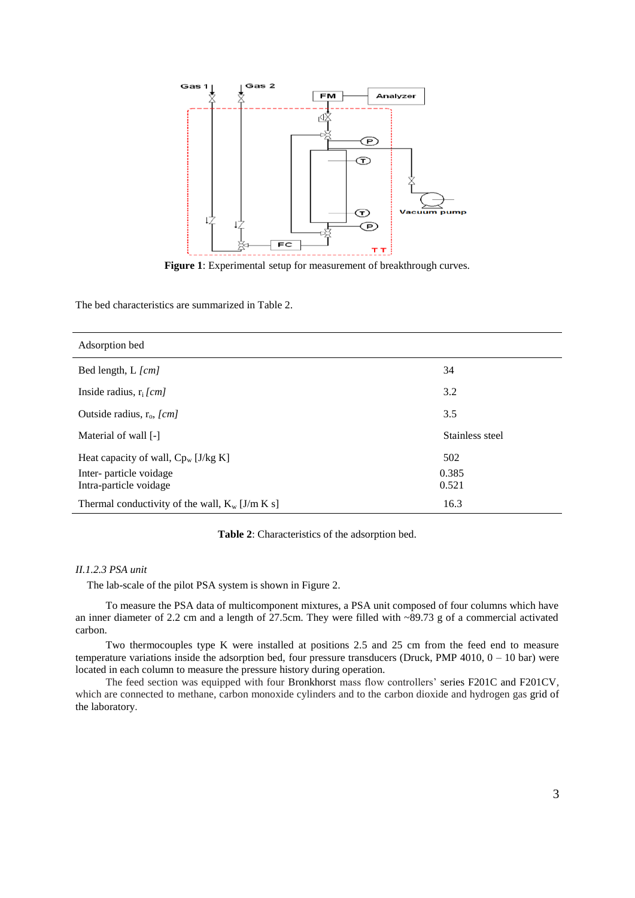**Figure 1**: Experimental setup for measurement of breakthrough curves.

The bed characteristics are summarized in Table 2.

| Adsorption bed | |
|---|---|
| Bed length, L *[cm]* | 34 |
| Inside radius, $r_i$ *[cm]* | 3.2 |
| Outside radius, $r_o$, *[cm]* | 3.5 |
| Material of wall [-] | Stainless steel |
| Heat capacity of wall, $Cp_w$ [J/kg K] | 502 |
| Inter- particle voidage | 0.385 |
| Intra-particle voidage | 0.521 |
| Thermal conductivity of the wall, $K_w$ [J/m K s] | 16.3 |

**Table 2**: Characteristics of the adsorption bed.

*II.1.2.3 PSA unit*

The lab-scale of the pilot PSA system is shown in Figure 2.

To measure the PSA data of multicomponent mixtures, a PSA unit composed of four columns which have an inner diameter of 2.2 cm and a length of 27.5cm. They were filled with ~89.73 g of a commercial activated carbon.

Two thermocouples type K were installed at positions 2.5 and 25 cm from the feed end to measure temperature variations inside the adsorption bed, four pressure transducers (Druck, PMP 4010, 0 – 10 bar) were located in each column to measure the pressure history during operation.

The feed section was equipped with four Bronkhorst mass flow controllers' series F201C and F201CV, which are connected to methane, carbon monoxide cylinders and to the carbon dioxide and hydrogen gas grid of the laboratory.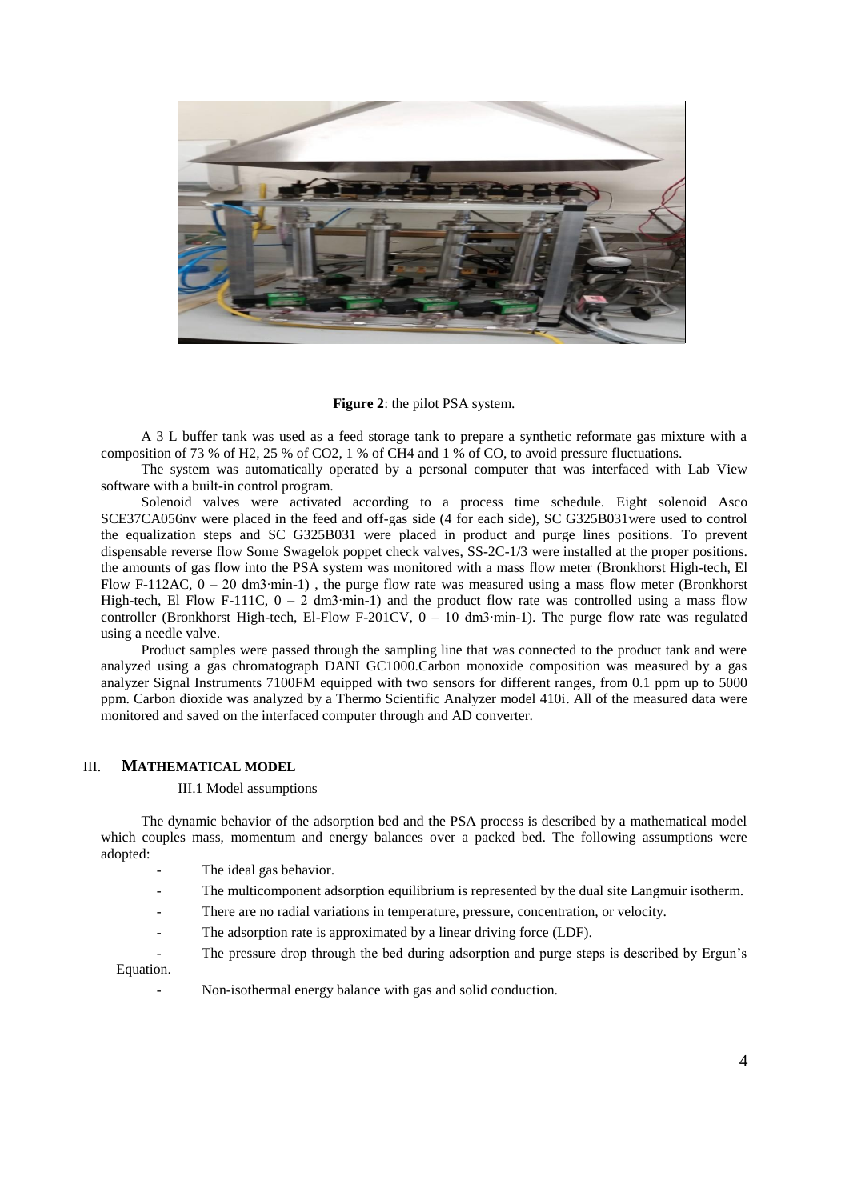**Figure 2**: the pilot PSA system.

A 3 L buffer tank was used as a feed storage tank to prepare a synthetic reformate gas mixture with a composition of 73 % of $H_2$, 25 % of $CO_2$, 1 % of $CH_4$ and 1 % of CO, to avoid pressure fluctuations.

The system was automatically operated by a personal computer that was interfaced with Lab View software with a built-in control program.

Solenoid valves were activated according to a process time schedule. Eight solenoid Asco SCE37CA056nv were placed in the feed and off-gas side (4 for each side), SC G325B031were used to control the equalization steps and SC G325B031 were placed in product and purge lines positions. To prevent dispensable reverse flow Some Swagelok poppet check valves, SS-2C-1/3 were installed at the proper positions. the amounts of gas flow into the PSA system was monitored with a mass flow meter (Bronkhorst High-tech, El Flow F-112AC, 0 – 20 $dm^3 \cdot min^{-1}$) , the purge flow rate was measured using a mass flow meter (Bronkhorst High-tech, El Flow F-111C, 0 – 2 $dm^3 \cdot min^{-1}$) and the product flow rate was controlled using a mass flow controller (Bronkhorst High-tech, El-Flow F-201CV, 0 – 10 $dm^3 \cdot min^{-1}$). The purge flow rate was regulated using a needle valve.

Product samples were passed through the sampling line that was connected to the product tank and were analyzed using a gas chromatograph DANI GC1000.Carbon monoxide composition was measured by a gas analyzer Signal Instruments 7100FM equipped with two sensors for different ranges, from 0.1 ppm up to 5000 ppm. Carbon dioxide was analyzed by a Thermo Scientific Analyzer model 410i. All of the measured data were monitored and saved on the interfaced computer through and AD converter.

## III. MATHEMATICAL MODEL

### III.1 Model assumptions

The dynamic behavior of the adsorption bed and the PSA process is described by a mathematical model which couples mass, momentum and energy balances over a packed bed. The following assumptions were adopted:

- The ideal gas behavior.
- The multicomponent adsorption equilibrium is represented by the dual site Langmuir isotherm.
- There are no radial variations in temperature, pressure, concentration, or velocity.
- The adsorption rate is approximated by a linear driving force (LDF).
- The pressure drop through the bed during adsorption and purge steps is described by Ergun's Equation.
- Non-isothermal energy balance with gas and solid conduction.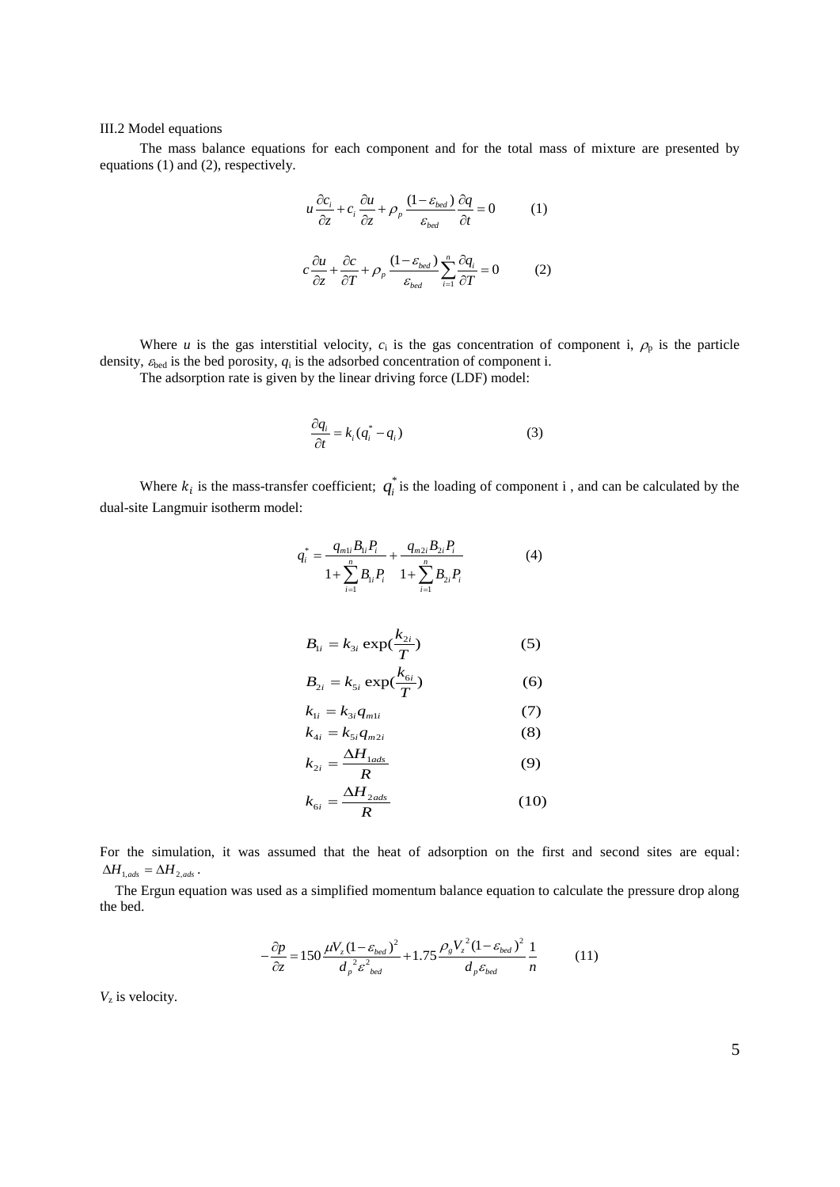III.2 Model equations

The mass balance equations for each component and for the total mass of mixture are presented by equations (1) and (2), respectively.

$$u\frac{\partial c_i}{\partial z} + c_i\frac{\partial u}{\partial z} + \rho_p\frac{(1-\varepsilon_{bed})}{\varepsilon_{bed}}\frac{\partial q}{\partial t} = 0 \qquad (1)$$

$$c\frac{\partial u}{\partial z} + \frac{\partial c}{\partial T} + \rho_p\frac{(1-\varepsilon_{bed})}{\varepsilon_{bed}}\sum_{i=1}^{n}\frac{\partial q_i}{\partial T} = 0 \qquad (2)$$

Where $u$ is the gas interstitial velocity, $c_i$ is the gas concentration of component i, $\rho_p$ is the particle density, $\varepsilon_{bed}$ is the bed porosity, $q_i$ is the adsorbed concentration of component i.

The adsorption rate is given by the linear driving force (LDF) model:

$$\frac{\partial q_i}{\partial t} = k_i(q_i^* - q_i) \qquad (3)$$

Where $k_i$ is the mass-transfer coefficient; $q_i^*$ is the loading of component i , and can be calculated by the dual-site Langmuir isotherm model:

$$q_i^* = \frac{q_{m1i}B_{1i}P_i}{1+\sum_{i=1}^{n}B_{1i}P_i} + \frac{q_{m2i}B_{2i}P_i}{1+\sum_{i=1}^{n}B_{2i}P_i} \qquad (4)$$

$$B_{1i} = k_{3i}\exp\left(\frac{k_{2i}}{T}\right) \qquad (5)$$

$$B_{2i} = k_{5i}\exp\left(\frac{k_{6i}}{T}\right) \qquad (6)$$

$$k_{1i} = k_{3i}q_{m1i} \qquad (7)$$

$$k_{4i} = k_{5i}q_{m2i} \qquad (8)$$

$$k_{2i} = \frac{\Delta H_{1ads}}{R} \qquad (9)$$

$$k_{6i} = \frac{\Delta H_{2ads}}{R} \qquad (10)$$

For the simulation, it was assumed that the heat of adsorption on the first and second sites are equal: $\Delta H_{1,ads} = \Delta H_{2,ads}$.

The Ergun equation was used as a simplified momentum balance equation to calculate the pressure drop along the bed.

$$-\frac{\partial p}{\partial z} = 150\frac{\mu V_z(1-\varepsilon_{bed})^2}{d_p^{\,2}\varepsilon_{bed}^2} + 1.75\frac{\rho_g V_z^{\,2}(1-\varepsilon_{bed})^2}{d_p\varepsilon_{bed}}\frac{1}{n} \qquad (11)$$

$V_z$ is velocity.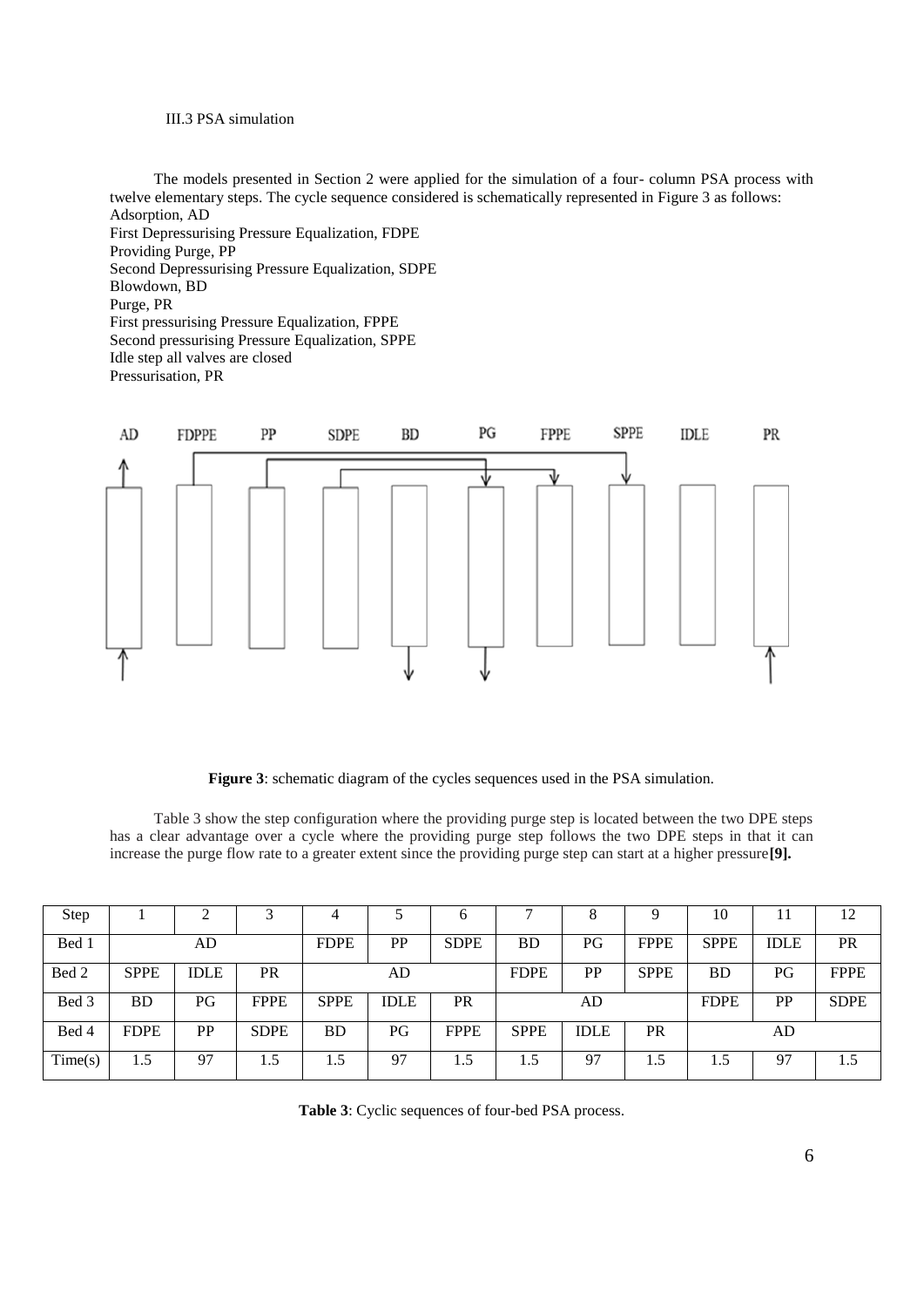III.3 PSA simulation

The models presented in Section 2 were applied for the simulation of a four- column PSA process with twelve elementary steps. The cycle sequence considered is schematically represented in Figure 3 as follows:

Adsorption, AD
First Depressurising Pressure Equalization, FDPE
Providing Purge, PP
Second Depressurising Pressure Equalization, SDPE
Blowdown, BD
Purge, PR
First pressurising Pressure Equalization, FPPE
Second pressurising Pressure Equalization, SPPE
Idle step all valves are closed
Pressurisation, PR

**Figure 3**: schematic diagram of the cycles sequences used in the PSA simulation.

Table 3 show the step configuration where the providing purge step is located between the two DPE steps has a clear advantage over a cycle where the providing purge step follows the two DPE steps in that it can increase the purge flow rate to a greater extent since the providing purge step can start at a higher pressure**[9].**

| Step | 1 | 2 | 3 | 4 | 5 | 6 | 7 | 8 | 9 | 10 | 11 | 12 |
|---|---|---|---|---|---|---|---|---|---|---|---|---|
| Bed 1 | | AD | | FDPE | PP | SDPE | BD | PG | FPPE | SPPE | IDLE | PR |
| Bed 2 | SPPE | IDLE | PR | | AD | | FDPE | PP | SPPE | BD | PG | FPPE |
| Bed 3 | BD | PG | FPPE | SPPE | IDLE | PR | | AD | | FDPE | PP | SDPE |
| Bed 4 | FDPE | PP | SDPE | BD | PG | FPPE | SPPE | IDLE | PR | | AD | |
| Time(s) | 1.5 | 97 | 1.5 | 1.5 | 97 | 1.5 | 1.5 | 97 | 1.5 | 1.5 | 97 | 1.5 |

**Table 3**: Cyclic sequences of four-bed PSA process.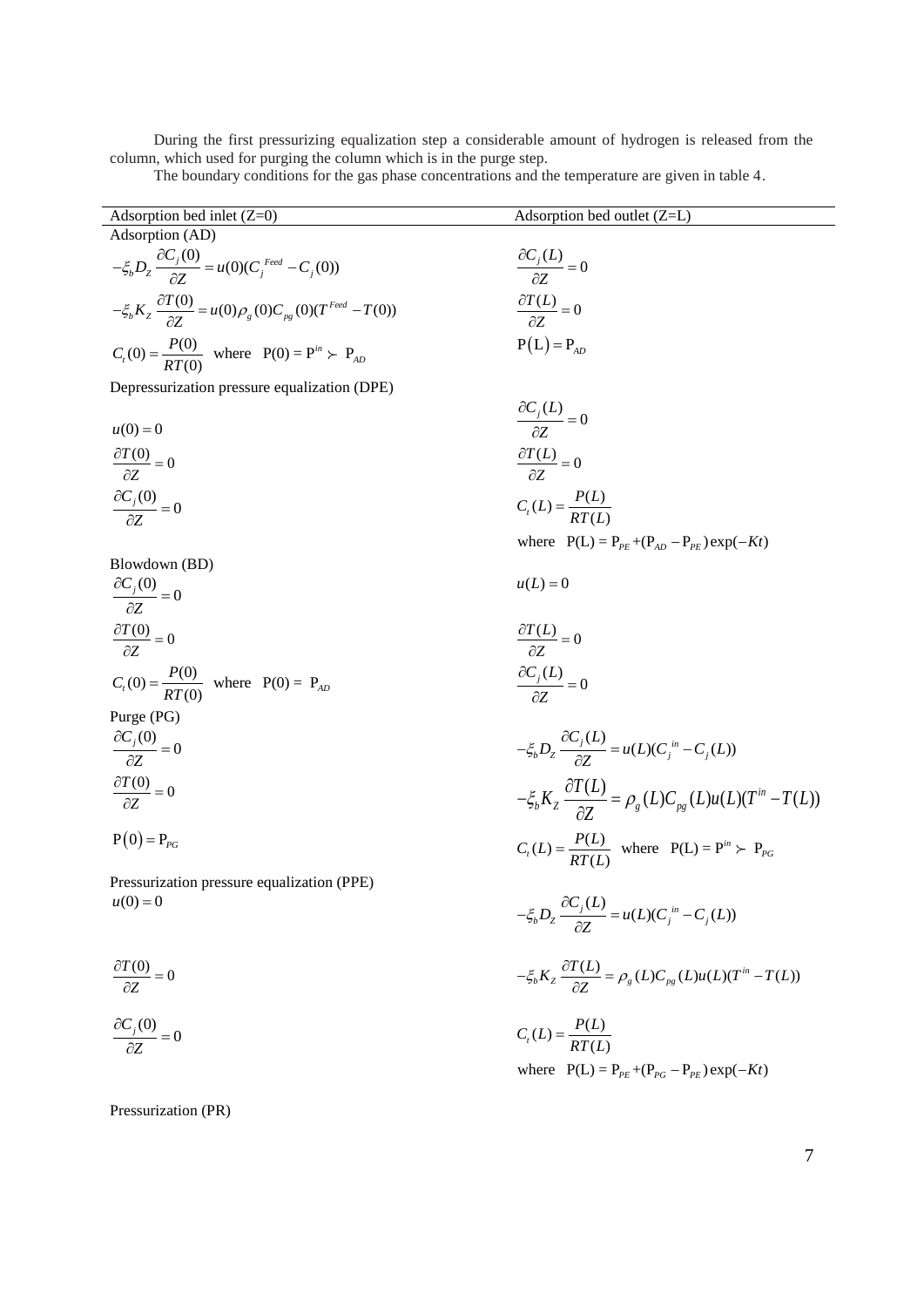During the first pressurizing equalization step a considerable amount of hydrogen is released from the column, which used for purging the column which is in the purge step.

The boundary conditions for the gas phase concentrations and the temperature are given in table 4.

| Adsorption bed inlet (Z=0) | Adsorption bed outlet (Z=L) |
|---|---|
| Adsorption (AD) | |
| $-\xi_b D_Z \frac{\partial C_j(0)}{\partial Z} = u(0)(C_j^{Feed} - C_j(0))$ | $\frac{\partial C_j(L)}{\partial Z} = 0$ |
| $-\xi_b K_Z \frac{\partial T(0)}{\partial Z} = u(0)\rho_g(0)C_{pg}(0)(T^{Feed} - T(0))$ | $\frac{\partial T(L)}{\partial Z} = 0$ |
| $C_t(0) = \frac{P(0)}{RT(0)}$ where $P(0) = P^{in} \succ P_{AD}$ | $P(L) = P_{AD}$ |
| Depressurization pressure equalization (DPE) | |
| $u(0) = 0$ | $\frac{\partial C_j(L)}{\partial Z} = 0$ |
| $\frac{\partial T(0)}{\partial Z} = 0$ | $\frac{\partial T(L)}{\partial Z} = 0$ |
| $\frac{\partial C_j(0)}{\partial Z} = 0$ | $C_t(L) = \frac{P(L)}{RT(L)}$ where $P(L) = P_{PE} + (P_{AD} - P_{PE})\exp(-Kt)$ |
| Blowdown (BD) | |
| $\frac{\partial C_j(0)}{\partial Z} = 0$ | $u(L) = 0$ |
| $\frac{\partial T(0)}{\partial Z} = 0$ | $\frac{\partial T(L)}{\partial Z} = 0$ |
| $C_t(0) = \frac{P(0)}{RT(0)}$ where $P(0) = P_{AD}$ | $\frac{\partial C_j(L)}{\partial Z} = 0$ |
| Purge (PG) | |
| $\frac{\partial C_j(0)}{\partial Z} = 0$ | $-\xi_b D_Z \frac{\partial C_j(L)}{\partial Z} = u(L)(C_j^{in} - C_j(L))$ |
| $\frac{\partial T(0)}{\partial Z} = 0$ | $-\xi_b K_Z \frac{\partial T(L)}{\partial Z} = \rho_g(L)C_{pg}(L)u(L)(T^{in} - T(L))$ |
| $P(0) = P_{PG}$ | $C_t(L) = \frac{P(L)}{RT(L)}$ where $P(L) = P^{in} \succ P_{PG}$ |
| Pressurization pressure equalization (PPE) | |
| $u(0) = 0$ | $-\xi_b D_Z \frac{\partial C_j(L)}{\partial Z} = u(L)(C_j^{in} - C_j(L))$ |
| $\frac{\partial T(0)}{\partial Z} = 0$ | $-\xi_b K_Z \frac{\partial T(L)}{\partial Z} = \rho_g(L)C_{pg}(L)u(L)(T^{in} - T(L))$ |
| $\frac{\partial C_j(0)}{\partial Z} = 0$ | $C_t(L) = \frac{P(L)}{RT(L)}$ where $P(L) = P_{PE} + (P_{PG} - P_{PE})\exp(-Kt)$ |
| Pressurization (PR) | |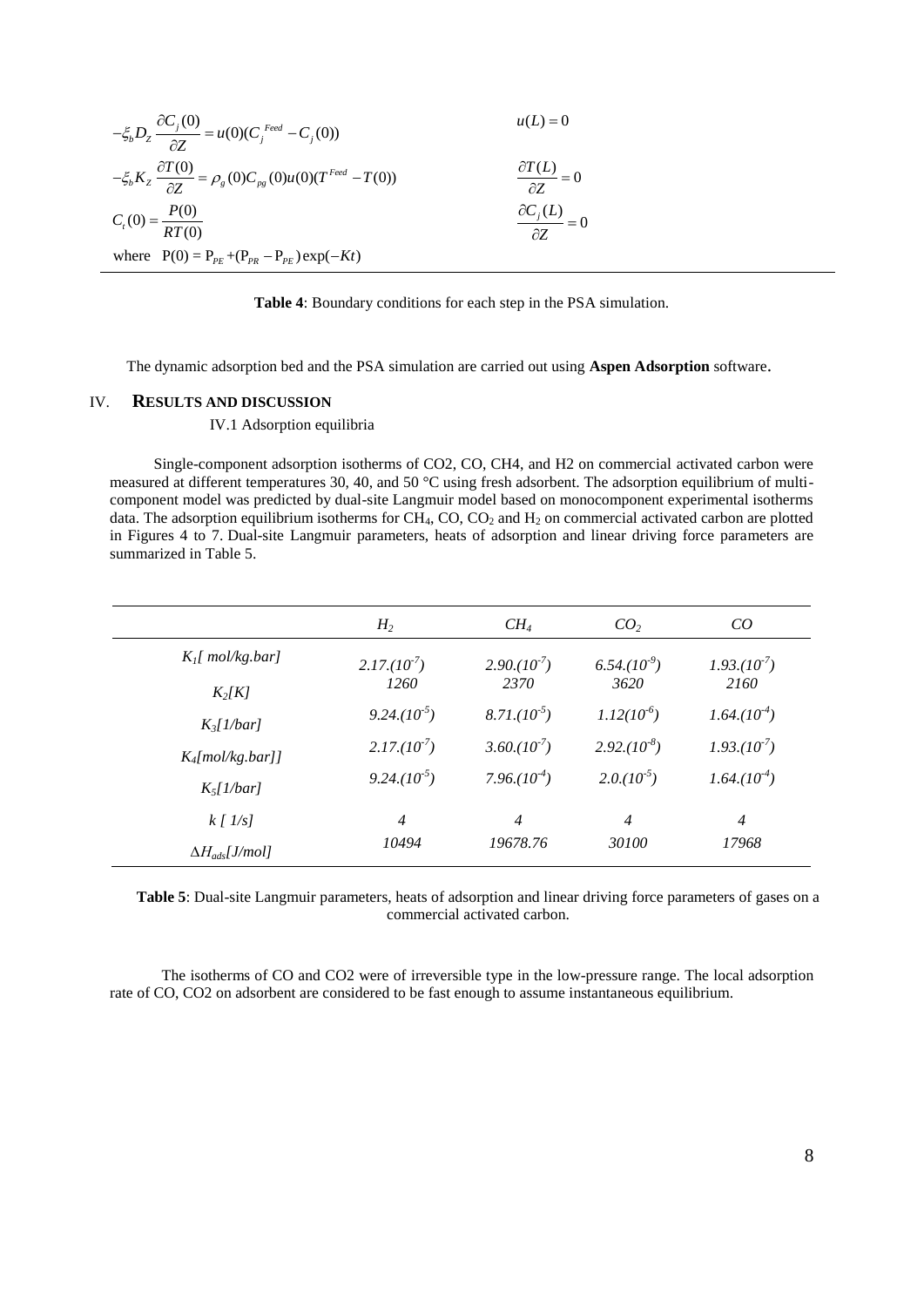$$-\xi_b D_Z \frac{\partial C_j(0)}{\partial Z} = u(0)(C_j^{Feed} - C_j(0)) \qquad u(L) = 0$$

$$-\xi_b K_Z \frac{\partial T(0)}{\partial Z} = \rho_g(0) C_{pg}(0) u(0)(T^{Feed} - T(0)) \qquad \frac{\partial T(L)}{\partial Z} = 0$$

$$C_t(0) = \frac{P(0)}{RT(0)} \qquad \frac{\partial C_j(L)}{\partial Z} = 0$$

where $P(0) = P_{PE} + (P_{PR} - P_{PE})\exp(-Kt)$

**Table 4**: Boundary conditions for each step in the PSA simulation.

The dynamic adsorption bed and the PSA simulation are carried out using **Aspen Adsorption** software.

## IV. RESULTS AND DISCUSSION

### IV.1 Adsorption equilibria

Single-component adsorption isotherms of CO2, CO, CH4, and H2 on commercial activated carbon were measured at different temperatures 30, 40, and 50 °C using fresh adsorbent. The adsorption equilibrium of multi-component model was predicted by dual-site Langmuir model based on monocomponent experimental isotherms data. The adsorption equilibrium isotherms for $CH_4$, CO, $CO_2$ and $H_2$ on commercial activated carbon are plotted in Figures 4 to 7. Dual-site Langmuir parameters, heats of adsorption and linear driving force parameters are summarized in Table 5.

| | $H_2$ | $CH_4$ | $CO_2$ | $CO$ |
|---|---|---|---|---|
| $K_1$[ mol/kg.bar] | $2.17.(10^{-7})$ | $2.90.(10^{-7})$ | $6.54.(10^{-9})$ | $1.93.(10^{-7})$ |
| $K_2$[K] | 1260 | 2370 | 3620 | 2160 |
| $K_3$[1/bar] | $9.24.(10^{-5})$ | $8.71.(10^{-5})$ | $1.12(10^{-6})$ | $1.64.(10^{-4})$ |
| $K_4$[mol/kg.bar]] | $2.17.(10^{-7})$ | $3.60.(10^{-7})$ | $2.92.(10^{-8})$ | $1.93.(10^{-7})$ |
| $K_5$[1/bar] | $9.24.(10^{-5})$ | $7.96.(10^{-4})$ | $2.0.(10^{-5})$ | $1.64.(10^{-4})$ |
| $k$ [ 1/s] | 4 | 4 | 4 | 4 |
| $\Delta H_{ads}$[J/mol] | 10494 | 19678.76 | 30100 | 17968 |

**Table 5**: Dual-site Langmuir parameters, heats of adsorption and linear driving force parameters of gases on a commercial activated carbon.

The isotherms of CO and CO2 were of irreversible type in the low-pressure range. The local adsorption rate of CO, CO2 on adsorbent are considered to be fast enough to assume instantaneous equilibrium.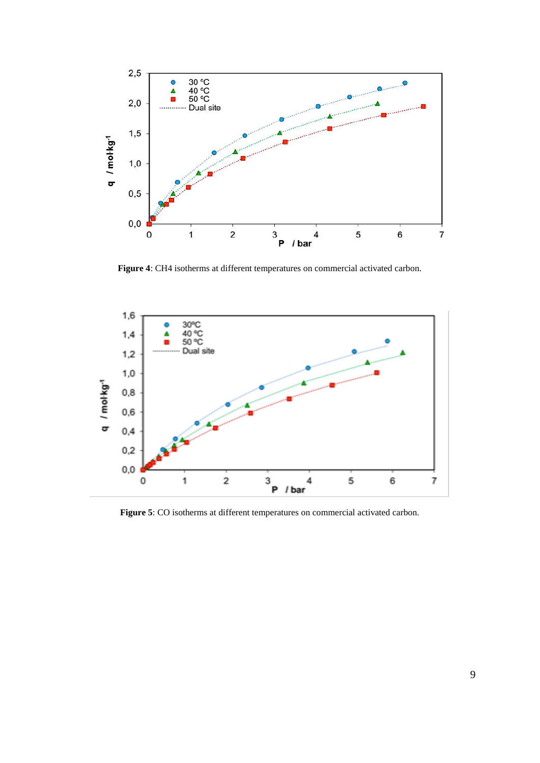**Figure 4**: CH4 isotherms at different temperatures on commercial activated carbon.

**Figure 5**: CO isotherms at different temperatures on commercial activated carbon.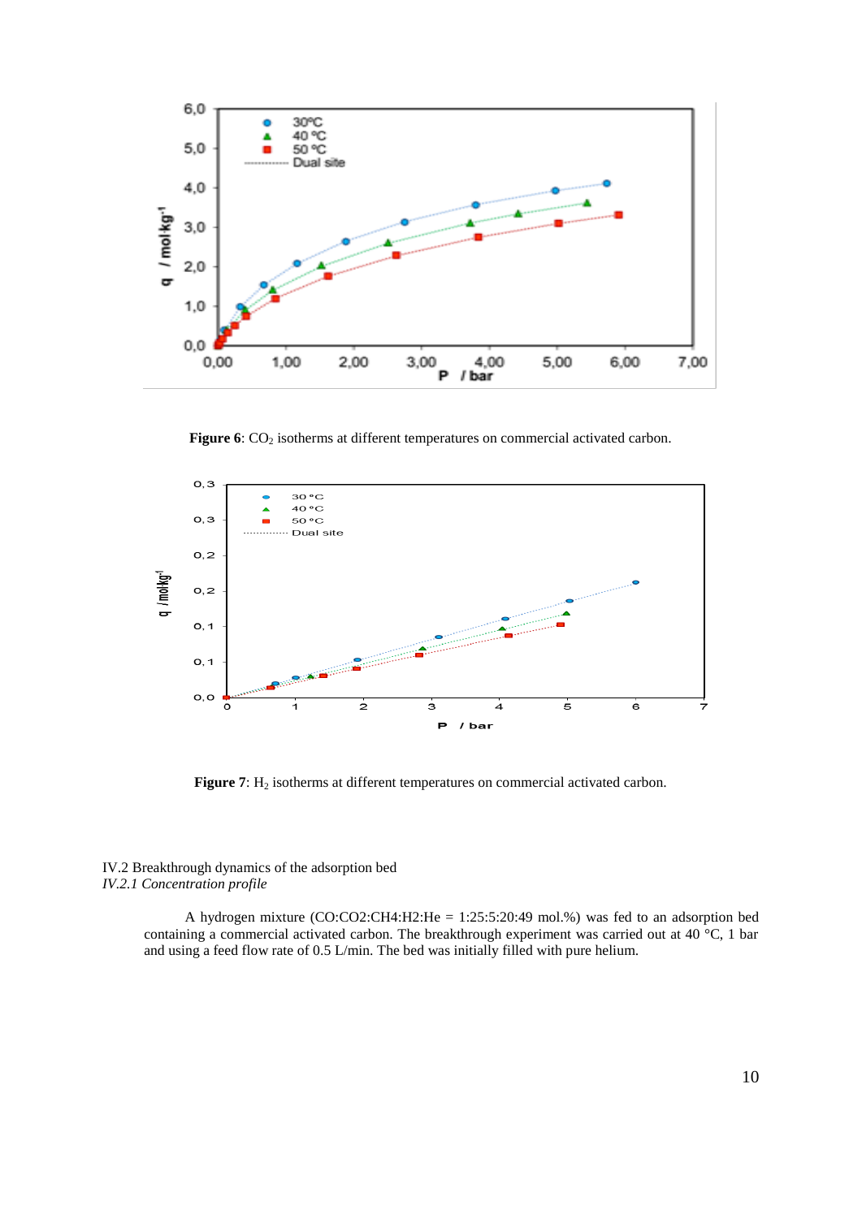**Figure 6**: $CO_2$ isotherms at different temperatures on commercial activated carbon.

**Figure 7**: $H_2$ isotherms at different temperatures on commercial activated carbon.

IV.2 Breakthrough dynamics of the adsorption bed

*IV.2.1 Concentration profile*

A hydrogen mixture (CO:CO2:CH4:H2:He = 1:25:5:20:49 mol.%) was fed to an adsorption bed containing a commercial activated carbon. The breakthrough experiment was carried out at 40 °C, 1 bar and using a feed flow rate of 0.5 L/min. The bed was initially filled with pure helium.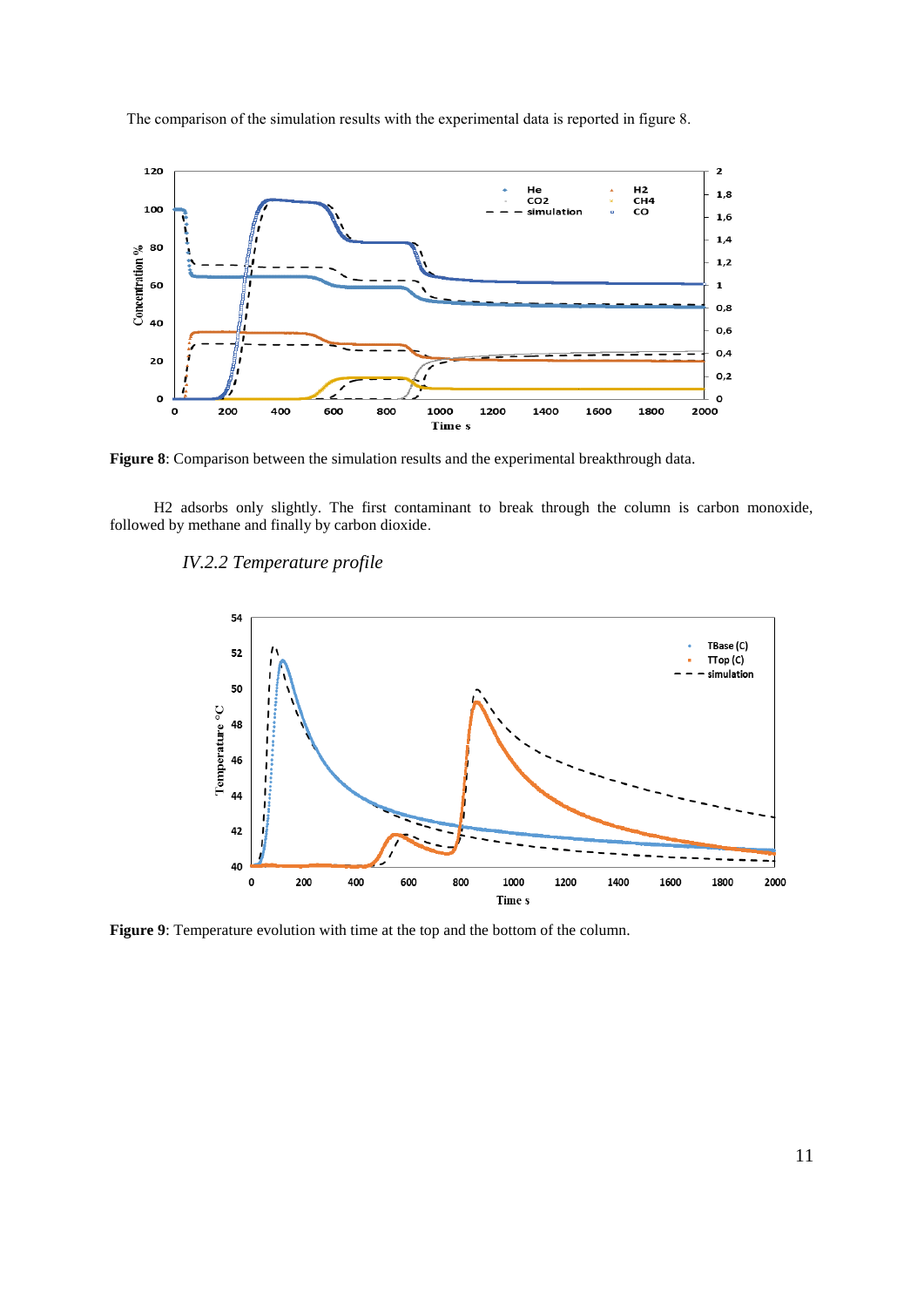The comparison of the simulation results with the experimental data is reported in figure 8.

**Figure 8**: Comparison between the simulation results and the experimental breakthrough data.

$H_2$ adsorbs only slightly. The first contaminant to break through the column is carbon monoxide, followed by methane and finally by carbon dioxide.

### *IV.2.2 Temperature profile*

**Figure 9**: Temperature evolution with time at the top and the bottom of the column.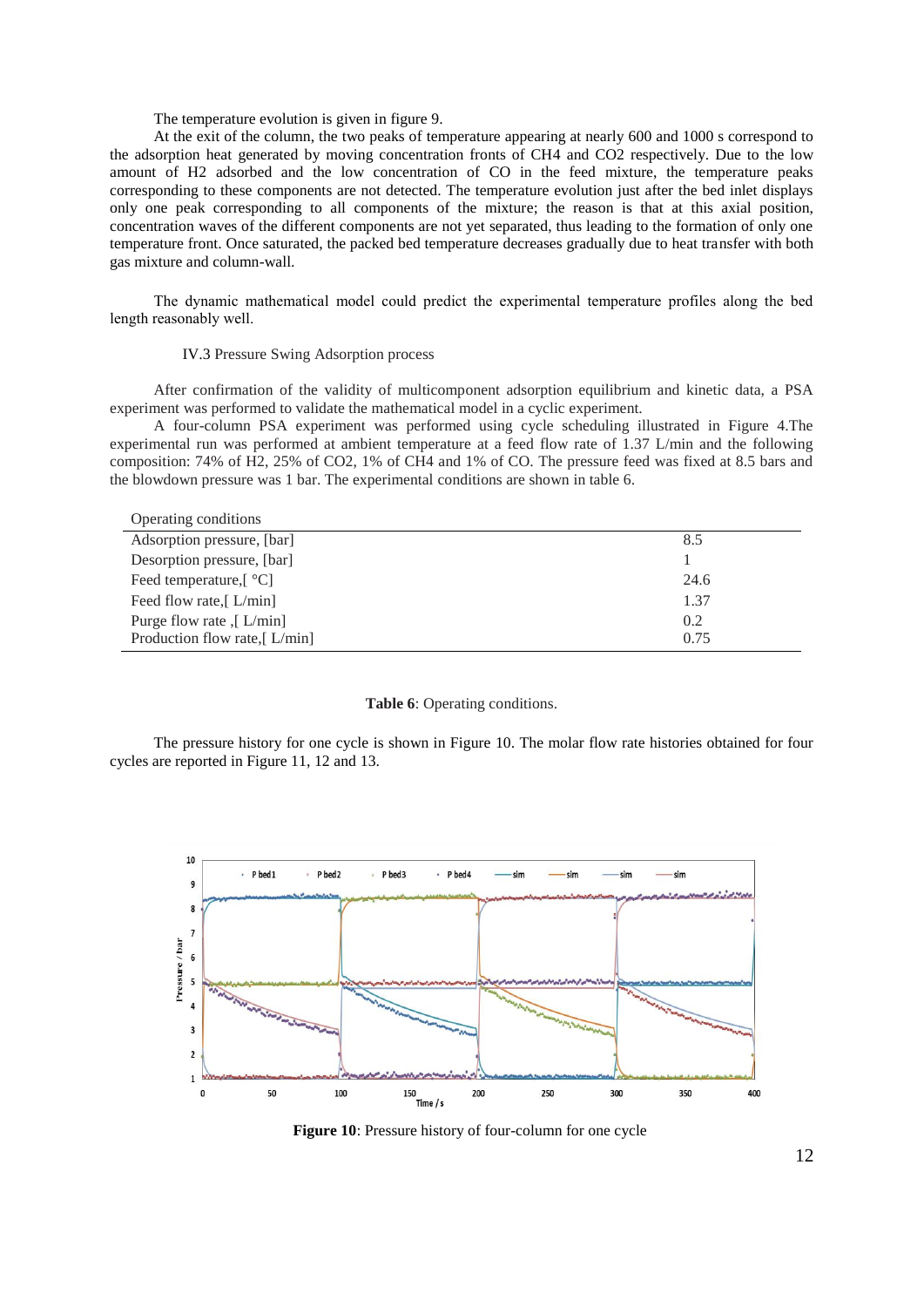The temperature evolution is given in figure 9.

At the exit of the column, the two peaks of temperature appearing at nearly 600 and 1000 s correspond to the adsorption heat generated by moving concentration fronts of $CH_4$ and $CO_2$ respectively. Due to the low amount of $H_2$ adsorbed and the low concentration of CO in the feed mixture, the temperature peaks corresponding to these components are not detected. The temperature evolution just after the bed inlet displays only one peak corresponding to all components of the mixture; the reason is that at this axial position, concentration waves of the different components are not yet separated, thus leading to the formation of only one temperature front. Once saturated, the packed bed temperature decreases gradually due to heat transfer with both gas mixture and column-wall.

The dynamic mathematical model could predict the experimental temperature profiles along the bed length reasonably well.

### IV.3 Pressure Swing Adsorption process

After confirmation of the validity of multicomponent adsorption equilibrium and kinetic data, a PSA experiment was performed to validate the mathematical model in a cyclic experiment.

A four-column PSA experiment was performed using cycle scheduling illustrated in Figure 4.The experimental run was performed at ambient temperature at a feed flow rate of 1.37 L/min and the following composition: 74% of $H_2$, 25% of $CO_2$, 1% of $CH_4$ and 1% of CO. The pressure feed was fixed at 8.5 bars and the blowdown pressure was 1 bar. The experimental conditions are shown in table 6.

| Operating conditions | |
|---|---|
| Adsorption pressure, [bar] | 8.5 |
| Desorption pressure, [bar] | 1 |
| Feed temperature,[ °C] | 24.6 |
| Feed flow rate,[ L/min] | 1.37 |
| Purge flow rate ,[ L/min] | 0.2 |
| Production flow rate,[ L/min] | 0.75 |

**Table 6**: Operating conditions.

The pressure history for one cycle is shown in Figure 10. The molar flow rate histories obtained for four cycles are reported in Figure 11, 12 and 13.

**Figure 10**: Pressure history of four-column for one cycle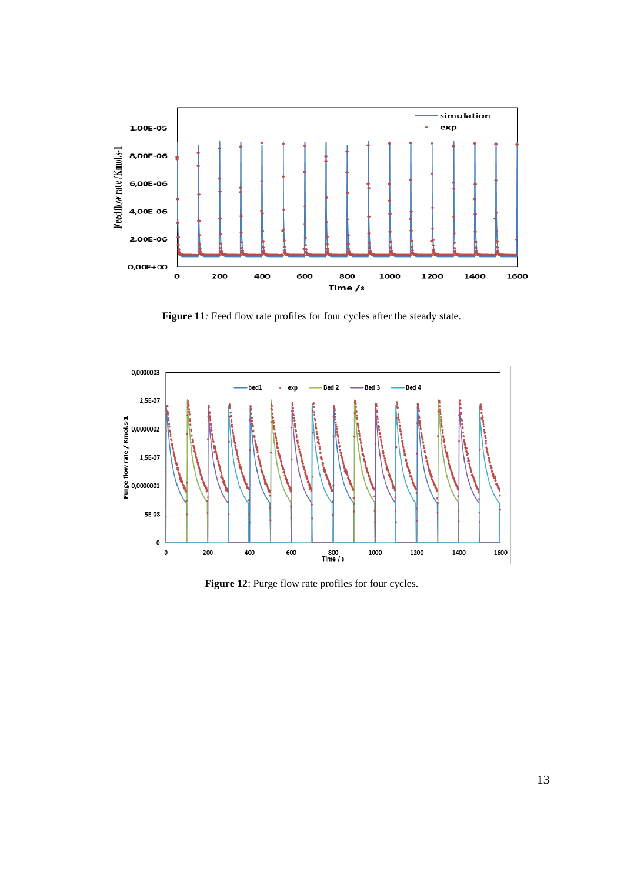**Figure 11***:* Feed flow rate profiles for four cycles after the steady state.

**Figure 12**: Purge flow rate profiles for four cycles.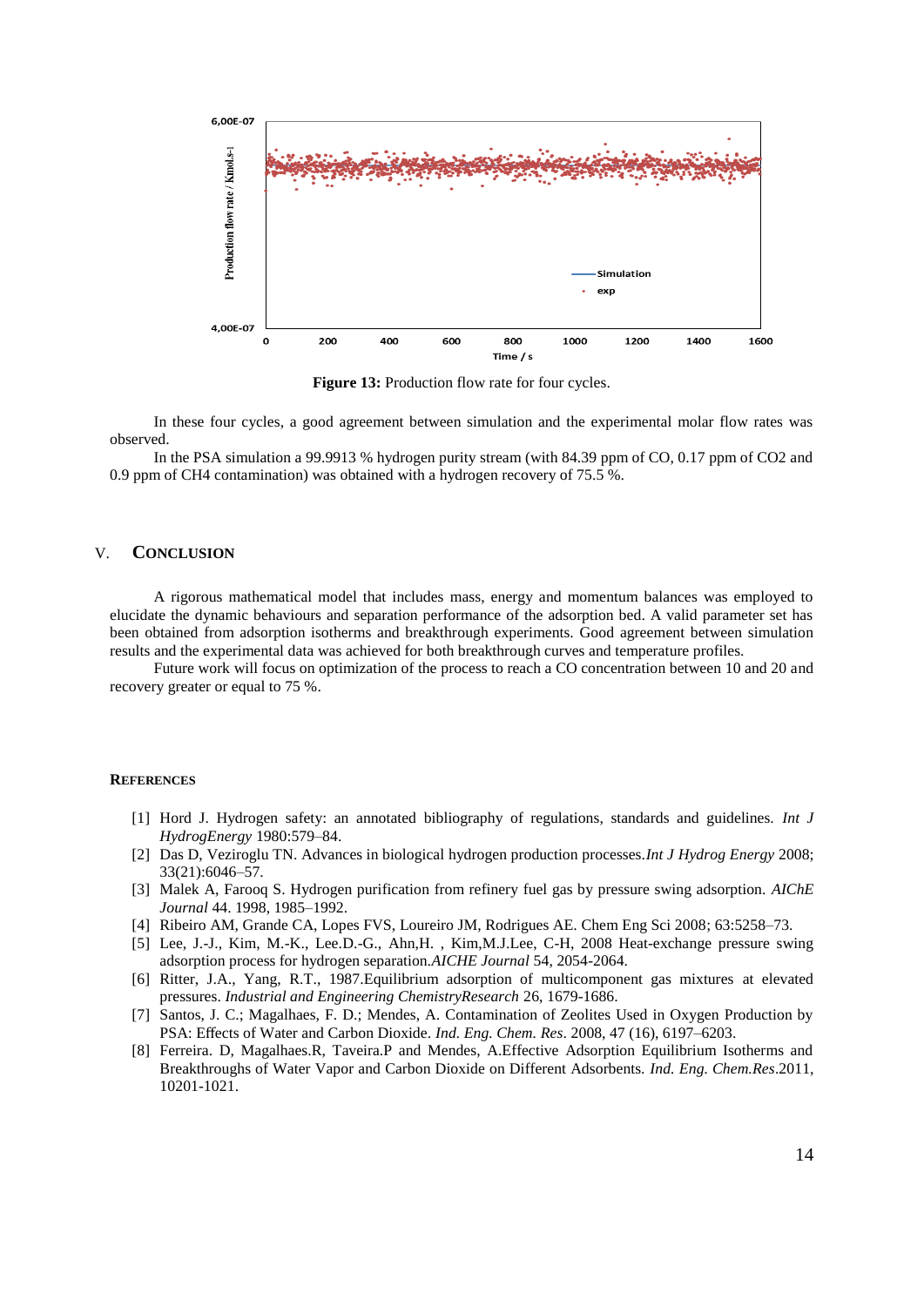**Figure 13:** Production flow rate for four cycles.

In these four cycles, a good agreement between simulation and the experimental molar flow rates was observed.

In the PSA simulation a 99.9913 % hydrogen purity stream (with 84.39 ppm of CO, 0.17 ppm of CO2 and 0.9 ppm of CH4 contamination) was obtained with a hydrogen recovery of 75.5 %.

## V. CONCLUSION

A rigorous mathematical model that includes mass, energy and momentum balances was employed to elucidate the dynamic behaviours and separation performance of the adsorption bed. A valid parameter set has been obtained from adsorption isotherms and breakthrough experiments. Good agreement between simulation results and the experimental data was achieved for both breakthrough curves and temperature profiles.

Future work will focus on optimization of the process to reach a CO concentration between 10 and 20 and recovery greater or equal to 75 %.

### REFERENCES

[1] Hord J. Hydrogen safety: an annotated bibliography of regulations, standards and guidelines. *Int J HydrogEnergy* 1980:579–84.

[2] Das D, Veziroglu TN. Advances in biological hydrogen production processes.*Int J Hydrog Energy* 2008; 33(21):6046–57.

[3] Malek A, Farooq S. Hydrogen purification from refinery fuel gas by pressure swing adsorption. *AIChE Journal* 44. 1998, 1985–1992.

[4] Ribeiro AM, Grande CA, Lopes FVS, Loureiro JM, Rodrigues AE. Chem Eng Sci 2008; 63:5258–73.

[5] Lee, J.-J., Kim, M.-K., Lee.D.-G., Ahn,H. , Kim,M.J.Lee, C-H, 2008 Heat-exchange pressure swing adsorption process for hydrogen separation.*AICHE Journal* 54, 2054-2064.

[6] Ritter, J.A., Yang, R.T., 1987.Equilibrium adsorption of multicomponent gas mixtures at elevated pressures. *Industrial and Engineering ChemistryResearch* 26, 1679-1686.

[7] Santos, J. C.; Magalhaes, F. D.; Mendes, A. Contamination of Zeolites Used in Oxygen Production by PSA: Effects of Water and Carbon Dioxide. *Ind. Eng. Chem. Res*. 2008, 47 (16), 6197–6203.

[8] Ferreira. D, Magalhaes.R, Taveira.P and Mendes, A.Effective Adsorption Equilibrium Isotherms and Breakthroughs of Water Vapor and Carbon Dioxide on Different Adsorbents. *Ind. Eng. Chem.Res*.2011, 10201-1021.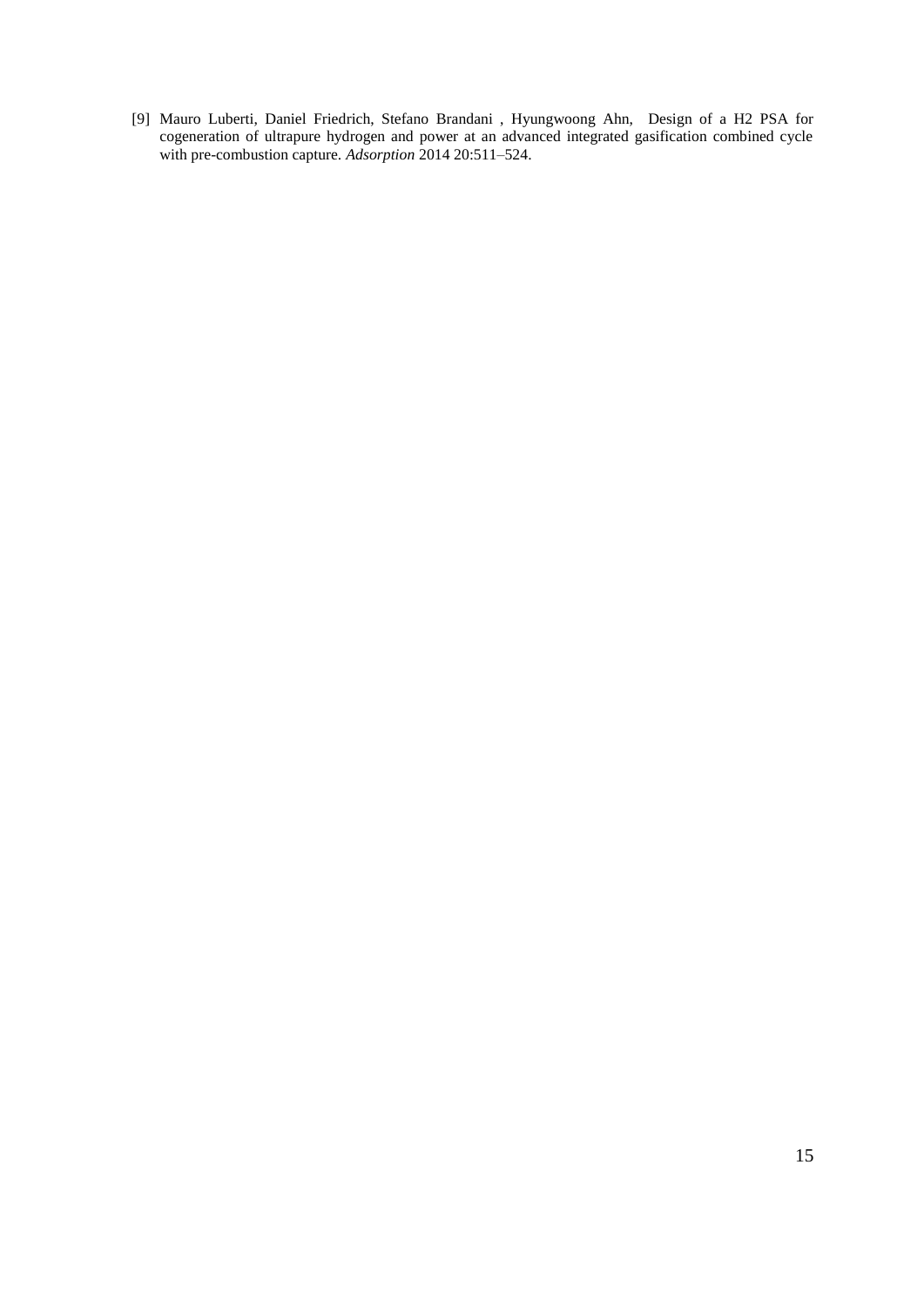[9] Mauro Luberti, Daniel Friedrich, Stefano Brandani , Hyungwoong Ahn, Design of a H2 PSA for cogeneration of ultrapure hydrogen and power at an advanced integrated gasification combined cycle with pre-combustion capture. *Adsorption* 2014 20:511–524.